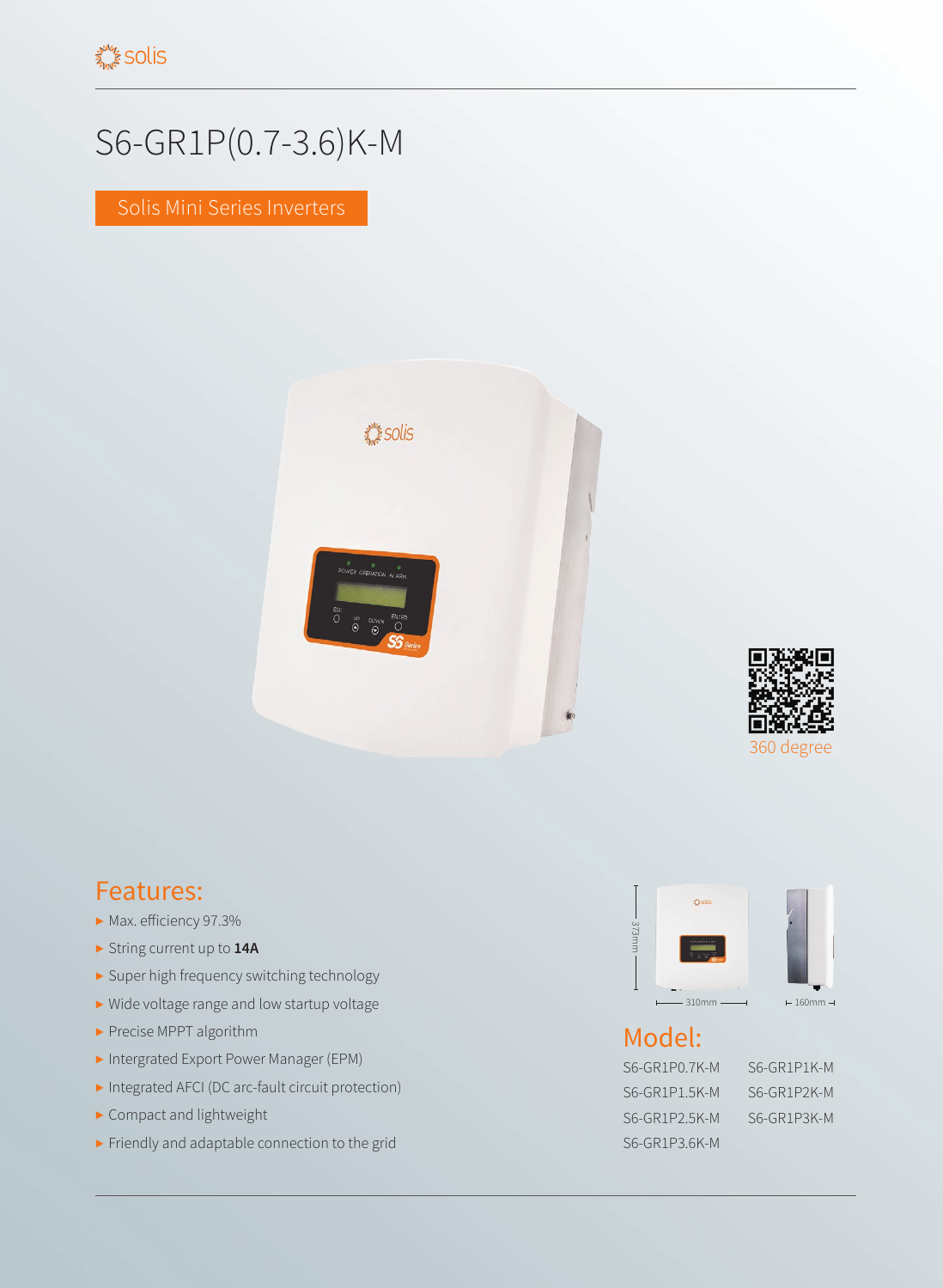# S6-GR1P(0.7-3.6)K-M

Solis Mini Series Inverters

360 degree

## Features:

- Max. efficiency 97.3%
- String current up to **14A**
- Super high frequency switching technology
- Wide voltage range and low startup voltage
- Precise MPPT algorithm
- Intergrated Export Power Manager (EPM)
- Integrated AFCI (DC arc-fault circuit protection)
- Compact and lightweight
- Friendly and adaptable connection to the grid

373mm

310mm

160mm

## Model:

S6-GR1P0.7K-M
S6-GR1P1K-M
S6-GR1P1.5K-M
S6-GR1P2K-M
S6-GR1P2.5K-M
S6-GR1P3K-M
S6-GR1P3.6K-M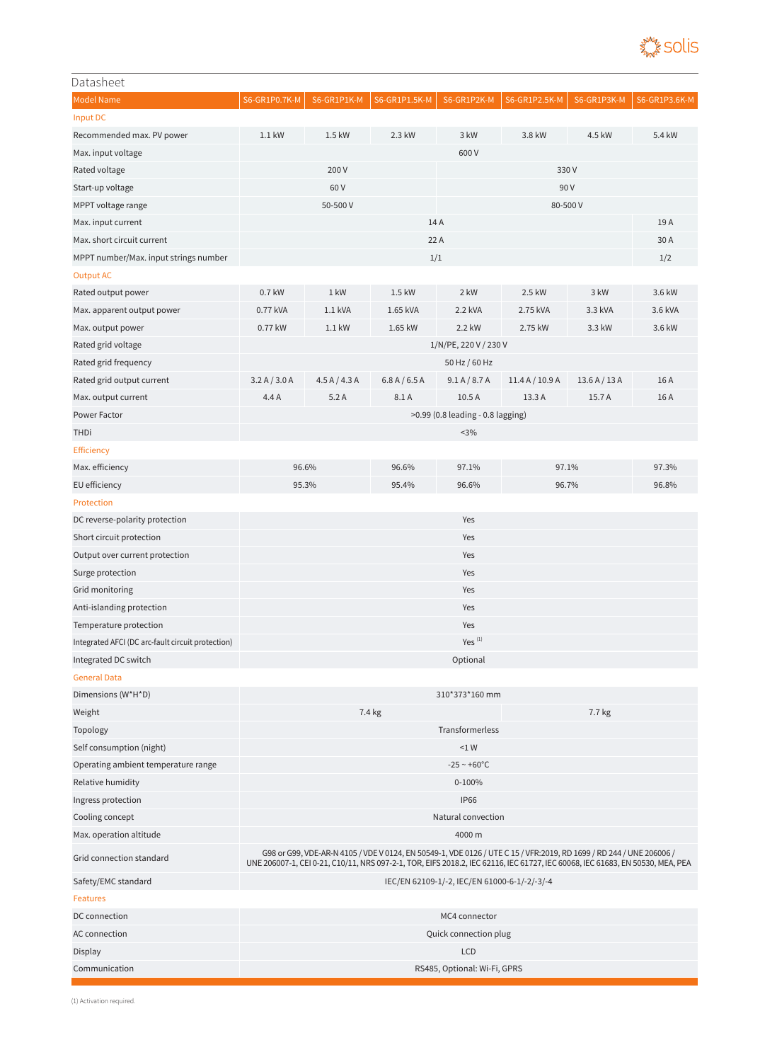## Datasheet

| Model Name | S6-GR1P0.7K-M | S6-GR1P1K-M | S6-GR1P1.5K-M | S6-GR1P2K-M | S6-GR1P2.5K-M | S6-GR1P3K-M | S6-GR1P3.6K-M |
|---|---|---|---|---|---|---|---|
| **Input DC** | | | | | | | |
| Recommended max. PV power | 1.1 kW | 1.5 kW | 2.3 kW | 3 kW | 3.8 kW | 4.5 kW | 5.4 kW |
| Max. input voltage | 600 V | | | | | | |
| Rated voltage | 200 V | | | 330 V | | | |
| Start-up voltage | 60 V | | | 90 V | | | |
| MPPT voltage range | 50-500 V | | | 80-500 V | | | |
| Max. input current | 14 A | | | | | | 19 A |
| Max. short circuit current | 22 A | | | | | | 30 A |
| MPPT number/Max. input strings number | 1/1 | | | | | | 1/2 |
| **Output AC** | | | | | | | |
| Rated output power | 0.7 kW | 1 kW | 1.5 kW | 2 kW | 2.5 kW | 3 kW | 3.6 kW |
| Max. apparent output power | 0.77 kVA | 1.1 kVA | 1.65 kVA | 2.2 kVA | 2.75 kVA | 3.3 kVA | 3.6 kVA |
| Max. output power | 0.77 kW | 1.1 kW | 1.65 kW | 2.2 kW | 2.75 kW | 3.3 kW | 3.6 kW |
| Rated grid voltage | 1/N/PE, 220 V / 230 V | | | | | | |
| Rated grid frequency | 50 Hz / 60 Hz | | | | | | |
| Rated grid output current | 3.2 A / 3.0 A | 4.5 A / 4.3 A | 6.8 A / 6.5 A | 9.1 A / 8.7 A | 11.4 A / 10.9 A | 13.6 A / 13 A | 16 A |
| Max. output current | 4.4 A | 5.2 A | 8.1 A | 10.5 A | 13.3 A | 15.7 A | 16 A |
| Power Factor | >0.99 (0.8 leading - 0.8 lagging) | | | | | | |
| THDi | <3% | | | | | | |
| **Efficiency** | | | | | | | |
| Max. efficiency | 96.6% | | 96.6% | 97.1% | 97.1% | | 97.3% |
| EU efficiency | 95.3% | | 95.4% | 96.6% | 96.7% | | 96.8% |
| **Protection** | | | | | | | |
| DC reverse-polarity protection | Yes | | | | | | |
| Short circuit protection | Yes | | | | | | |
| Output over current protection | Yes | | | | | | |
| Surge protection | Yes | | | | | | |
| Grid monitoring | Yes | | | | | | |
| Anti-islanding protection | Yes | | | | | | |
| Temperature protection | Yes | | | | | | |
| Integrated AFCI (DC arc-fault circuit protection) | Yes (1) | | | | | | |
| Integrated DC switch | Optional | | | | | | |
| **General Data** | | | | | | | |
| Dimensions (W*H*D) | 310*373*160 mm | | | | | | |
| Weight | 7.4 kg | | | | 7.7 kg | | |
| Topology | Transformerless | | | | | | |
| Self consumption (night) | <1 W | | | | | | |
| Operating ambient temperature range | -25 ~ +60°C | | | | | | |
| Relative humidity | 0-100% | | | | | | |
| Ingress protection | IP66 | | | | | | |
| Cooling concept | Natural convection | | | | | | |
| Max. operation altitude | 4000 m | | | | | | |
| Grid connection standard | G98 or G99, VDE-AR-N 4105 / VDE V 0124, EN 50549-1, VDE 0126 / UTE C 15 / VFR:2019, RD 1699 / RD 244 / UNE 206006 / UNE 206007-1, CEI 0-21, C10/11, NRS 097-2-1, TOR, EIFS 2018.2, IEC 62116, IEC 61727, IEC 60068, IEC 61683, EN 50530, MEA, PEA | | | | | | |
| Safety/EMC standard | IEC/EN 62109-1/-2, IEC/EN 61000-6-1/-2/-3/-4 | | | | | | |
| **Features** | | | | | | | |
| DC connection | MC4 connector | | | | | | |
| AC connection | Quick connection plug | | | | | | |
| Display | LCD | | | | | | |
| Communication | RS485, Optional: Wi-Fi, GPRS | | | | | | |

(1) Activation required.